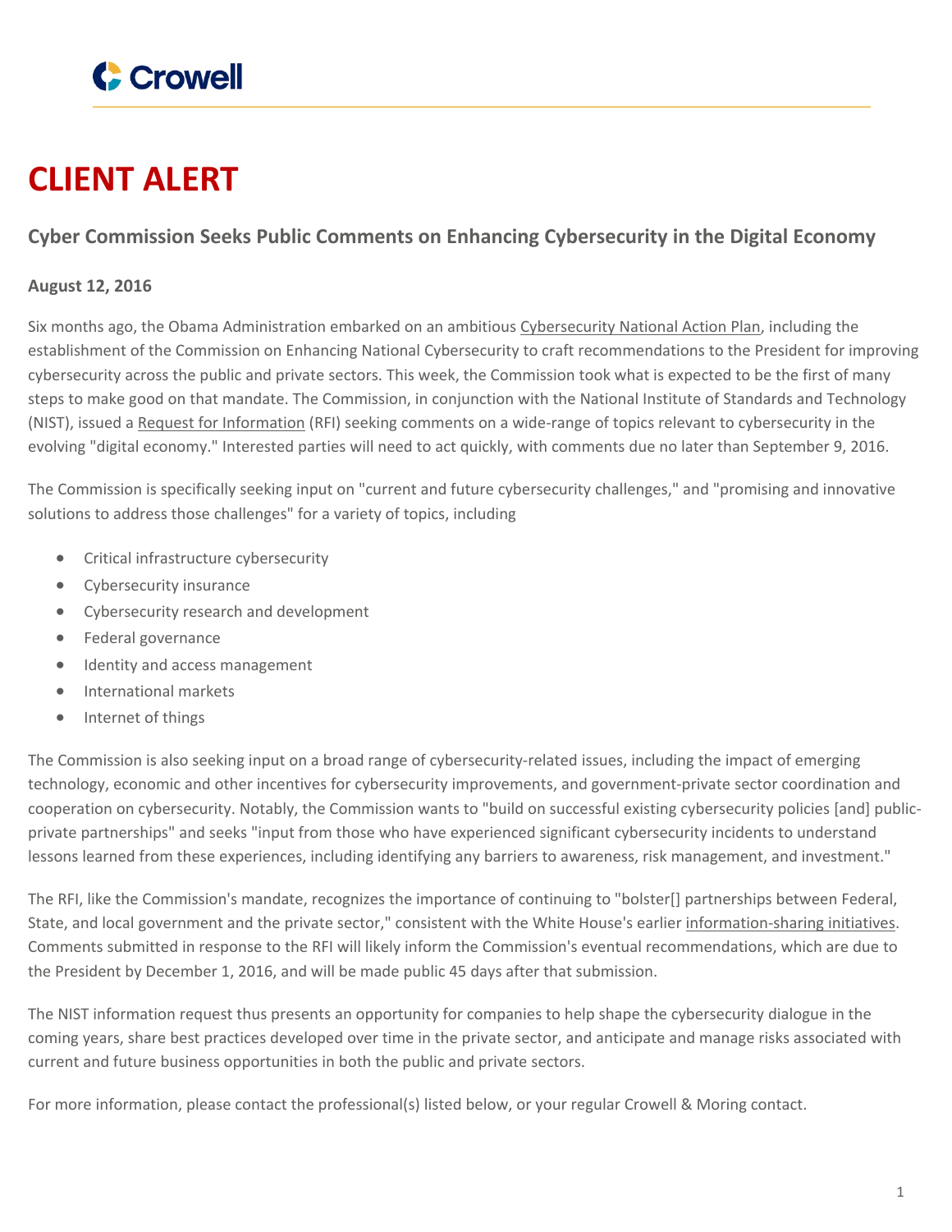# CLIENT ALERT

## Cyber Commission Seeks Public Comments on Enhancing Cybersecurity in the Digital Economy

**August 12, 2016**

Six months ago, the Obama Administration embarked on an ambitious Cybersecurity National Action Plan, including the establishment of the Commission on Enhancing National Cybersecurity to craft recommendations to the President for improving cybersecurity across the public and private sectors. This week, the Commission took what is expected to be the first of many steps to make good on that mandate. The Commission, in conjunction with the National Institute of Standards and Technology (NIST), issued a Request for Information (RFI) seeking comments on a wide-range of topics relevant to cybersecurity in the evolving "digital economy." Interested parties will need to act quickly, with comments due no later than September 9, 2016.

The Commission is specifically seeking input on "current and future cybersecurity challenges," and "promising and innovative solutions to address those challenges" for a variety of topics, including

- Critical infrastructure cybersecurity
- Cybersecurity insurance
- Cybersecurity research and development
- Federal governance
- Identity and access management
- International markets
- Internet of things

The Commission is also seeking input on a broad range of cybersecurity-related issues, including the impact of emerging technology, economic and other incentives for cybersecurity improvements, and government-private sector coordination and cooperation on cybersecurity. Notably, the Commission wants to "build on successful existing cybersecurity policies [and] public-private partnerships" and seeks "input from those who have experienced significant cybersecurity incidents to understand lessons learned from these experiences, including identifying any barriers to awareness, risk management, and investment."

The RFI, like the Commission's mandate, recognizes the importance of continuing to "bolster[] partnerships between Federal, State, and local government and the private sector," consistent with the White House's earlier information-sharing initiatives. Comments submitted in response to the RFI will likely inform the Commission's eventual recommendations, which are due to the President by December 1, 2016, and will be made public 45 days after that submission.

The NIST information request thus presents an opportunity for companies to help shape the cybersecurity dialogue in the coming years, share best practices developed over time in the private sector, and anticipate and manage risks associated with current and future business opportunities in both the public and private sectors.

For more information, please contact the professional(s) listed below, or your regular Crowell & Moring contact.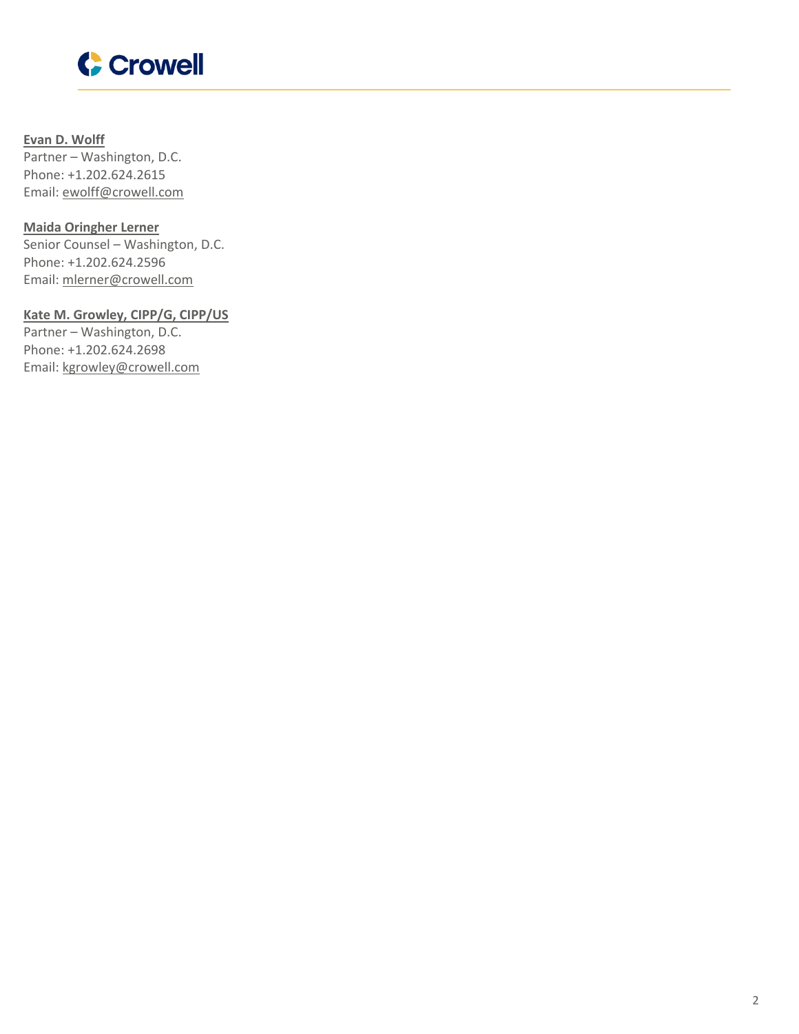**Evan D. Wolff**
Partner – Washington, D.C.
Phone: +1.202.624.2615
Email: ewolff@crowell.com

**Maida Oringher Lerner**
Senior Counsel – Washington, D.C.
Phone: +1.202.624.2596
Email: mlerner@crowell.com

**Kate M. Growley, CIPP/G, CIPP/US**
Partner – Washington, D.C.
Phone: +1.202.624.2698
Email: kgrowley@crowell.com